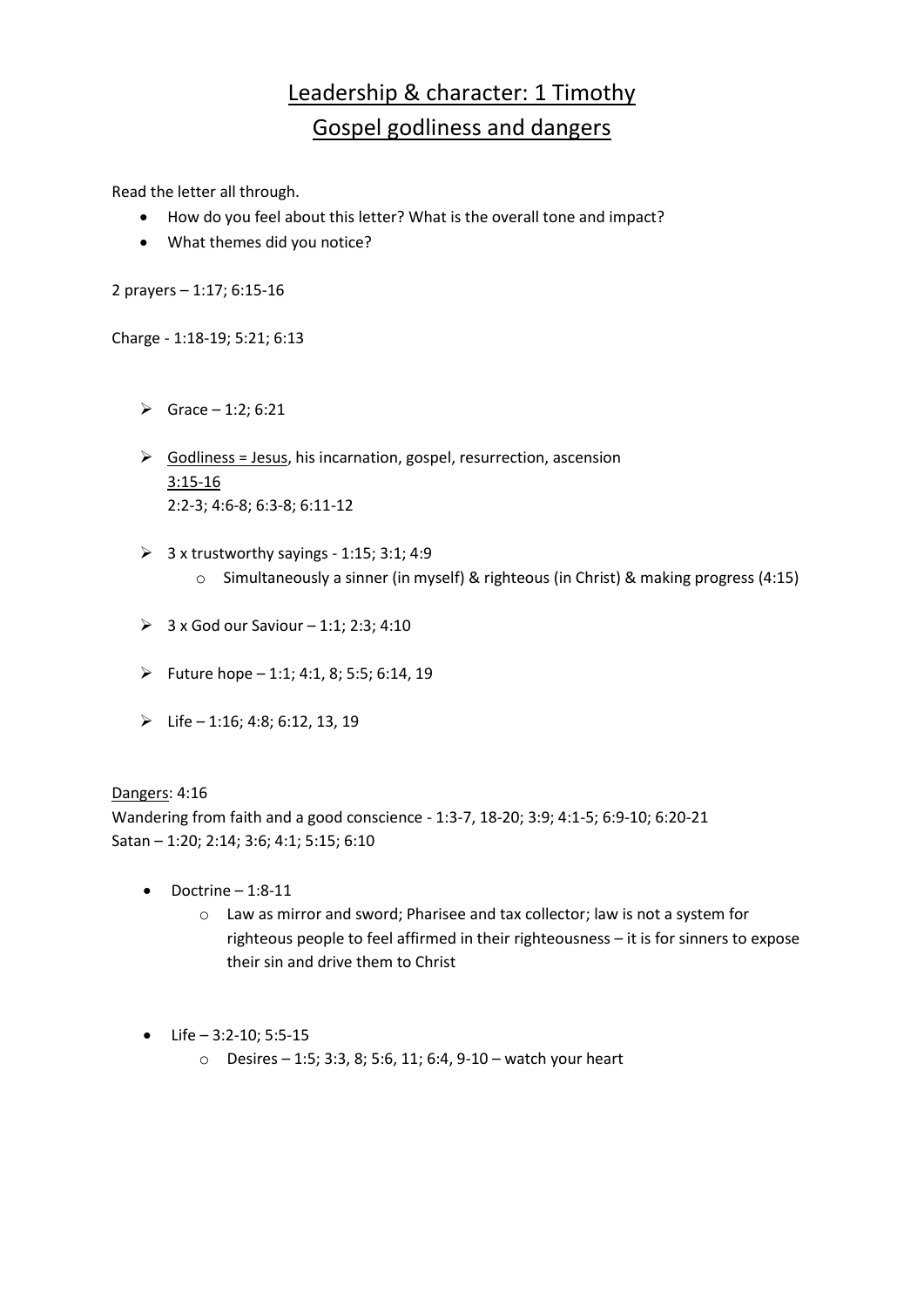# Leadership & character: 1 Timothy
# Gospel godliness and dangers

Read the letter all through.

- How do you feel about this letter? What is the overall tone and impact?
- What themes did you notice?

2 prayers – 1:17; 6:15-16

Charge - 1:18-19; 5:21; 6:13

- Grace – 1:2; 6:21
- Godliness = Jesus, his incarnation, gospel, resurrection, ascension
  3:15-16
  2:2-3; 4:6-8; 6:3-8; 6:11-12
- 3 x trustworthy sayings - 1:15; 3:1; 4:9
  - Simultaneously a sinner (in myself) & righteous (in Christ) & making progress (4:15)
- 3 x God our Saviour – 1:1; 2:3; 4:10
- Future hope – 1:1; 4:1, 8; 5:5; 6:14, 19
- Life – 1:16; 4:8; 6:12, 13, 19

Dangers: 4:16
Wandering from faith and a good conscience - 1:3-7, 18-20; 3:9; 4:1-5; 6:9-10; 6:20-21
Satan – 1:20; 2:14; 3:6; 4:1; 5:15; 6:10

- Doctrine – 1:8-11
  - Law as mirror and sword; Pharisee and tax collector; law is not a system for righteous people to feel affirmed in their righteousness – it is for sinners to expose their sin and drive them to Christ
- Life – 3:2-10; 5:5-15
  - Desires – 1:5; 3:3, 8; 5:6, 11; 6:4, 9-10 – watch your heart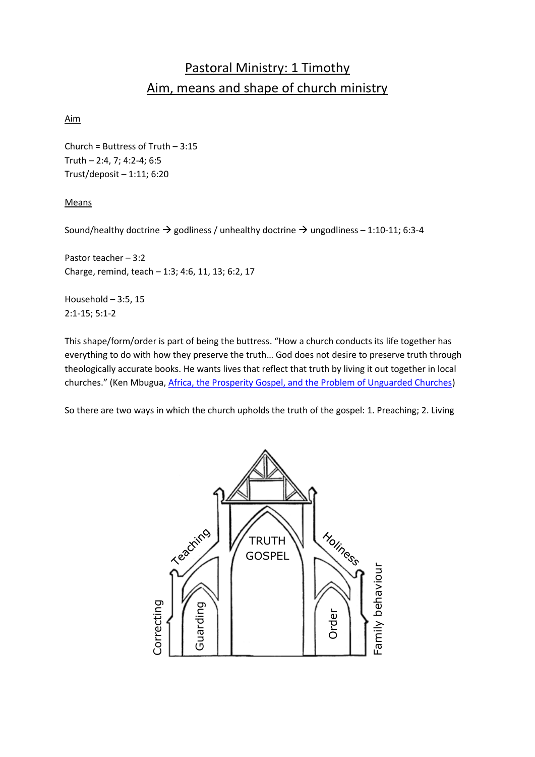# Pastoral Ministry: 1 Timothy
## Aim, means and shape of church ministry

<u>Aim</u>

Church = Buttress of Truth – 3:15
Truth – 2:4, 7; 4:2-4; 6:5
Trust/deposit – 1:11; 6:20

<u>Means</u>

Sound/healthy doctrine → godliness / unhealthy doctrine → ungodliness – 1:10-11; 6:3-4

Pastor teacher – 3:2
Charge, remind, teach – 1:3; 4:6, 11, 13; 6:2, 17

Household – 3:5, 15
2:1-15; 5:1-2

This shape/form/order is part of being the buttress. "How a church conducts its life together has everything to do with how they preserve the truth… God does not desire to preserve truth through theologically accurate books. He wants lives that reflect that truth by living it out together in local churches." (Ken Mbugua, Africa, the Prosperity Gospel, and the Problem of Unguarded Churches)

So there are two ways in which the church upholds the truth of the gospel: 1. Preaching; 2. Living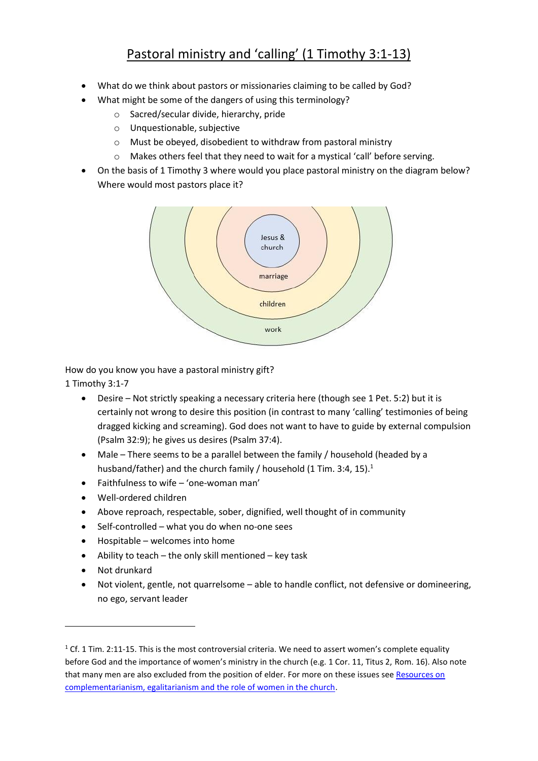# Pastoral ministry and 'calling' (1 Timothy 3:1-13)

- What do we think about pastors or missionaries claiming to be called by God?
- What might be some of the dangers of using this terminology?
    - Sacred/secular divide, hierarchy, pride
    - Unquestionable, subjective
    - Must be obeyed, disobedient to withdraw from pastoral ministry
    - Makes others feel that they need to wait for a mystical 'call' before serving.
- On the basis of 1 Timothy 3 where would you place pastoral ministry on the diagram below? Where would most pastors place it?

Jesus & church

marriage

children

work

How do you know you have a pastoral ministry gift?
1 Timothy 3:1-7

- Desire – Not strictly speaking a necessary criteria here (though see 1 Pet. 5:2) but it is certainly not wrong to desire this position (in contrast to many 'calling' testimonies of being dragged kicking and screaming). God does not want to have to guide by external compulsion (Psalm 32:9); he gives us desires (Psalm 37:4).
- Male – There seems to be a parallel between the family / household (headed by a husband/father) and the church family / household (1 Tim. 3:4, 15).[1]
- Faithfulness to wife – 'one-woman man'
- Well-ordered children
- Above reproach, respectable, sober, dignified, well thought of in community
- Self-controlled – what you do when no-one sees
- Hospitable – welcomes into home
- Ability to teach – the only skill mentioned – key task
- Not drunkard
- Not violent, gentle, not quarrelsome – able to handle conflict, not defensive or domineering, no ego, servant leader

---

[1] Cf. 1 Tim. 2:11-15. This is the most controversial criteria. We need to assert women's complete equality before God and the importance of women's ministry in the church (e.g. 1 Cor. 11, Titus 2, Rom. 16). Also note that many men are also excluded from the position of elder. For more on these issues see [Resources on complementarianism, egalitarianism and the role of women in the church]().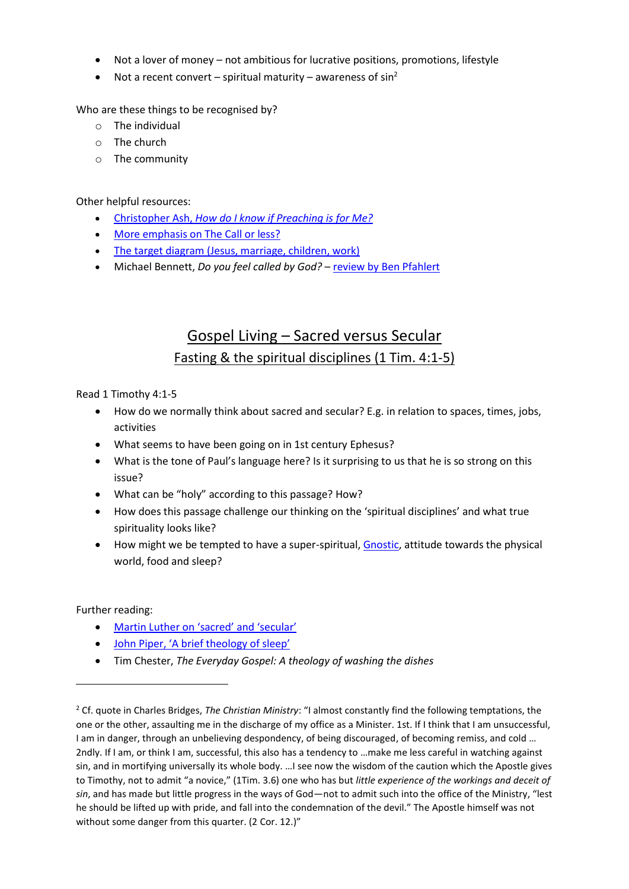- Not a lover of money – not ambitious for lucrative positions, promotions, lifestyle
- Not a recent convert – spiritual maturity – awareness of sin[2]

Who are these things to be recognised by?

- The individual
- The church
- The community

Other helpful resources:

- Christopher Ash, *How do I know if Preaching is for Me?*
- More emphasis on The Call or less?
- The target diagram (Jesus, marriage, children, work)
- Michael Bennett, *Do you feel called by God?* – review by Ben Pfahlert

## Gospel Living – Sacred versus Secular

### Fasting & the spiritual disciplines (1 Tim. 4:1-5)

Read 1 Timothy 4:1-5

- How do we normally think about sacred and secular? E.g. in relation to spaces, times, jobs, activities
- What seems to have been going on in 1st century Ephesus?
- What is the tone of Paul's language here? Is it surprising to us that he is so strong on this issue?
- What can be "holy" according to this passage? How?
- How does this passage challenge our thinking on the 'spiritual disciplines' and what true spirituality looks like?
- How might we be tempted to have a super-spiritual, Gnostic, attitude towards the physical world, food and sleep?

Further reading:

- Martin Luther on 'sacred' and 'secular'
- John Piper, 'A brief theology of sleep'
- Tim Chester, *The Everyday Gospel: A theology of washing the dishes*

---

[2] Cf. quote in Charles Bridges, *The Christian Ministry*: "I almost constantly find the following temptations, the one or the other, assaulting me in the discharge of my office as a Minister. 1st. If I think that I am unsuccessful, I am in danger, through an unbelieving despondency, of being discouraged, of becoming remiss, and cold … 2ndly. If I am, or think I am, successful, this also has a tendency to …make me less careful in watching against sin, and in mortifying universally its whole body. …I see now the wisdom of the caution which the Apostle gives to Timothy, not to admit "a novice," (1Tim. 3.6) one who has but *little experience of the workings and deceit of sin*, and has made but little progress in the ways of God—not to admit such into the office of the Ministry, "lest he should be lifted up with pride, and fall into the condemnation of the devil." The Apostle himself was not without some danger from this quarter. (2 Cor. 12.)"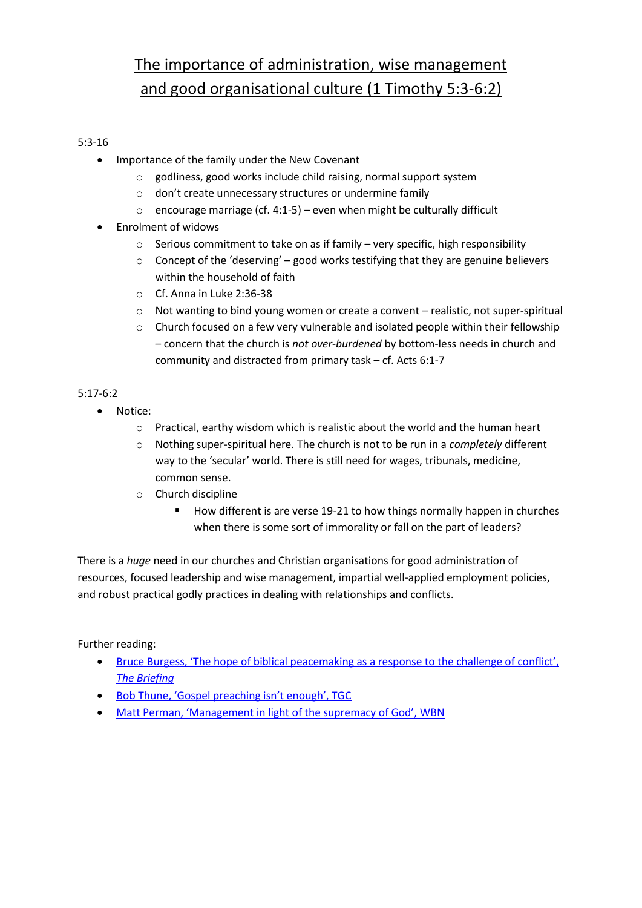# The importance of administration, wise management and good organisational culture (1 Timothy 5:3-6:2)

5:3-16

- Importance of the family under the New Covenant
  - godliness, good works include child raising, normal support system
  - don't create unnecessary structures or undermine family
  - encourage marriage (cf. 4:1-5) – even when might be culturally difficult
- Enrolment of widows
  - Serious commitment to take on as if family – very specific, high responsibility
  - Concept of the 'deserving' – good works testifying that they are genuine believers within the household of faith
  - Cf. Anna in Luke 2:36-38
  - Not wanting to bind young women or create a convent – realistic, not super-spiritual
  - Church focused on a few very vulnerable and isolated people within their fellowship – concern that the church is *not over-burdened* by bottom-less needs in church and community and distracted from primary task – cf. Acts 6:1-7

5:17-6:2

- Notice:
  - Practical, earthy wisdom which is realistic about the world and the human heart
  - Nothing super-spiritual here. The church is not to be run in a *completely* different way to the 'secular' world. There is still need for wages, tribunals, medicine, common sense.
  - Church discipline
    - How different is are verse 19-21 to how things normally happen in churches when there is some sort of immorality or fall on the part of leaders?

There is a *huge* need in our churches and Christian organisations for good administration of resources, focused leadership and wise management, impartial well-applied employment policies, and robust practical godly practices in dealing with relationships and conflicts.

Further reading:

- Bruce Burgess, 'The hope of biblical peacemaking as a response to the challenge of conflict', *The Briefing*
- Bob Thune, 'Gospel preaching isn't enough', TGC
- Matt Perman, 'Management in light of the supremacy of God', WBN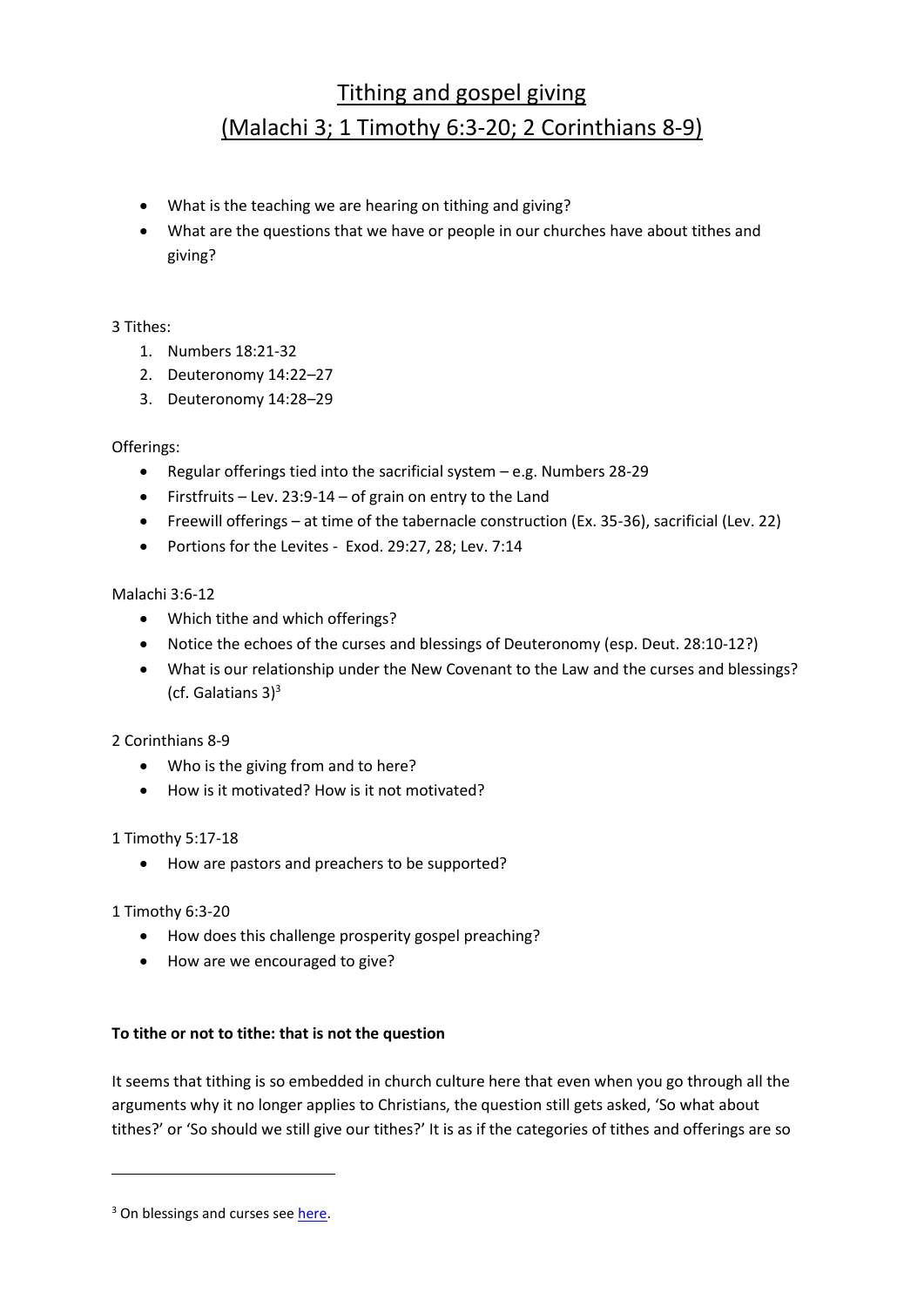# Tithing and gospel giving
# (Malachi 3; 1 Timothy 6:3-20; 2 Corinthians 8-9)

- What is the teaching we are hearing on tithing and giving?
- What are the questions that we have or people in our churches have about tithes and giving?

3 Tithes:

1. Numbers 18:21-32
2. Deuteronomy 14:22–27
3. Deuteronomy 14:28–29

Offerings:

- Regular offerings tied into the sacrificial system – e.g. Numbers 28-29
- Firstfruits – Lev. 23:9-14 – of grain on entry to the Land
- Freewill offerings – at time of the tabernacle construction (Ex. 35-36), sacrificial (Lev. 22)
- Portions for the Levites - Exod. 29:27, 28; Lev. 7:14

Malachi 3:6-12

- Which tithe and which offerings?
- Notice the echoes of the curses and blessings of Deuteronomy (esp. Deut. 28:10-12?)
- What is our relationship under the New Covenant to the Law and the curses and blessings? (cf. Galatians 3)[3]

2 Corinthians 8-9

- Who is the giving from and to here?
- How is it motivated? How is it not motivated?

1 Timothy 5:17-18

- How are pastors and preachers to be supported?

1 Timothy 6:3-20

- How does this challenge prosperity gospel preaching?
- How are we encouraged to give?

**To tithe or not to tithe: that is not the question**

It seems that tithing is so embedded in church culture here that even when you go through all the arguments why it no longer applies to Christians, the question still gets asked, 'So what about tithes?' or 'So should we still give our tithes?' It is as if the categories of tithes and offerings are so

[3] On blessings and curses see here.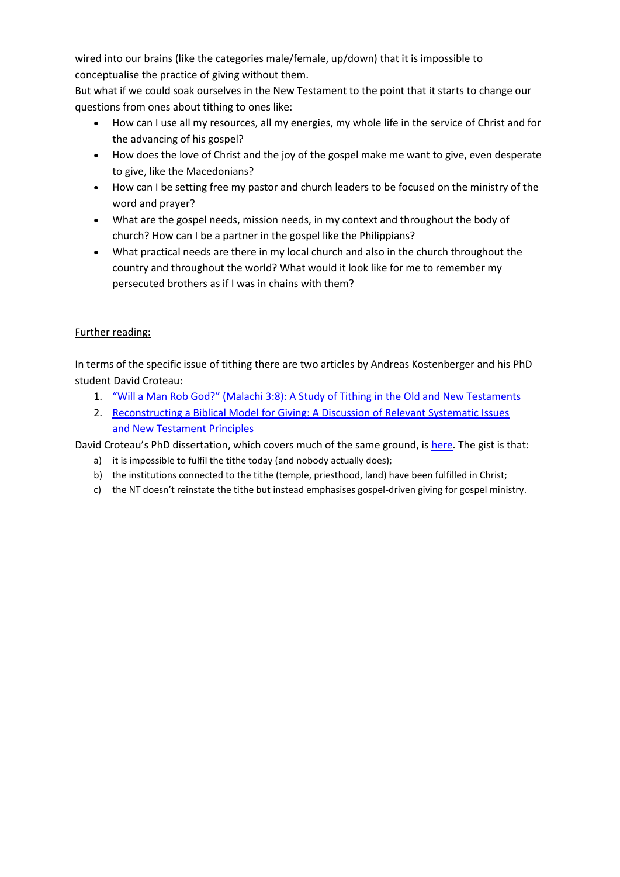wired into our brains (like the categories male/female, up/down) that it is impossible to conceptualise the practice of giving without them.

But what if we could soak ourselves in the New Testament to the point that it starts to change our questions from ones about tithing to ones like:

- How can I use all my resources, all my energies, my whole life in the service of Christ and for the advancing of his gospel?
- How does the love of Christ and the joy of the gospel make me want to give, even desperate to give, like the Macedonians?
- How can I be setting free my pastor and church leaders to be focused on the ministry of the word and prayer?
- What are the gospel needs, mission needs, in my context and throughout the body of church? How can I be a partner in the gospel like the Philippians?
- What practical needs are there in my local church and also in the church throughout the country and throughout the world? What would it look like for me to remember my persecuted brothers as if I was in chains with them?

Further reading:

In terms of the specific issue of tithing there are two articles by Andreas Kostenberger and his PhD student David Croteau:

1. "Will a Man Rob God?" (Malachi 3:8): A Study of Tithing in the Old and New Testaments
2. Reconstructing a Biblical Model for Giving: A Discussion of Relevant Systematic Issues and New Testament Principles

David Croteau's PhD dissertation, which covers much of the same ground, is here. The gist is that:

a) it is impossible to fulfil the tithe today (and nobody actually does);
b) the institutions connected to the tithe (temple, priesthood, land) have been fulfilled in Christ;
c) the NT doesn't reinstate the tithe but instead emphasises gospel-driven giving for gospel ministry.